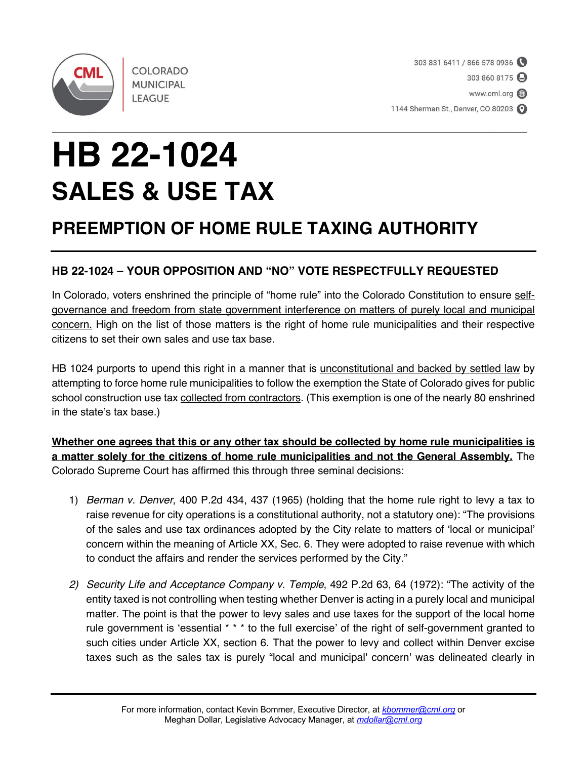COLORADO MUNICIPAL LEAGUE

303 831 6411 / 866 578 0936
303 860 8175
www.cml.org
1144 Sherman St., Denver, CO 80203

# HB 22-1024

## SALES & USE TAX

### PREEMPTION OF HOME RULE TAXING AUTHORITY

#### HB 22-1024 – YOUR OPPOSITION AND "NO" VOTE RESPECTFULLY REQUESTED

In Colorado, voters enshrined the principle of "home rule" into the Colorado Constitution to ensure self-governance and freedom from state government interference on matters of purely local and municipal concern. High on the list of those matters is the right of home rule municipalities and their respective citizens to set their own sales and use tax base.

HB 1024 purports to upend this right in a manner that is unconstitutional and backed by settled law by attempting to force home rule municipalities to follow the exemption the State of Colorado gives for public school construction use tax collected from contractors. (This exemption is one of the nearly 80 enshrined in the state's tax base.)

**Whether one agrees that this or any other tax should be collected by home rule municipalities is a matter solely for the citizens of home rule municipalities and not the General Assembly.** The Colorado Supreme Court has affirmed this through three seminal decisions:

1) *Berman v. Denver*, 400 P.2d 434, 437 (1965) (holding that the home rule right to levy a tax to raise revenue for city operations is a constitutional authority, not a statutory one): "The provisions of the sales and use tax ordinances adopted by the City relate to matters of 'local or municipal' concern within the meaning of Article XX, Sec. 6. They were adopted to raise revenue with which to conduct the affairs and render the services performed by the City."

2) *Security Life and Acceptance Company v. Temple*, 492 P.2d 63, 64 (1972): "The activity of the entity taxed is not controlling when testing whether Denver is acting in a purely local and municipal matter. The point is that the power to levy sales and use taxes for the support of the local home rule government is 'essential * * * to the full exercise' of the right of self-government granted to such cities under Article XX, section 6. That the power to levy and collect within Denver excise taxes such as the sales tax is purely "local and municipal' concern' was delineated clearly in

For more information, contact Kevin Bommer, Executive Director, at kbommer@cml.org or Meghan Dollar, Legislative Advocacy Manager, at mdollar@cml.org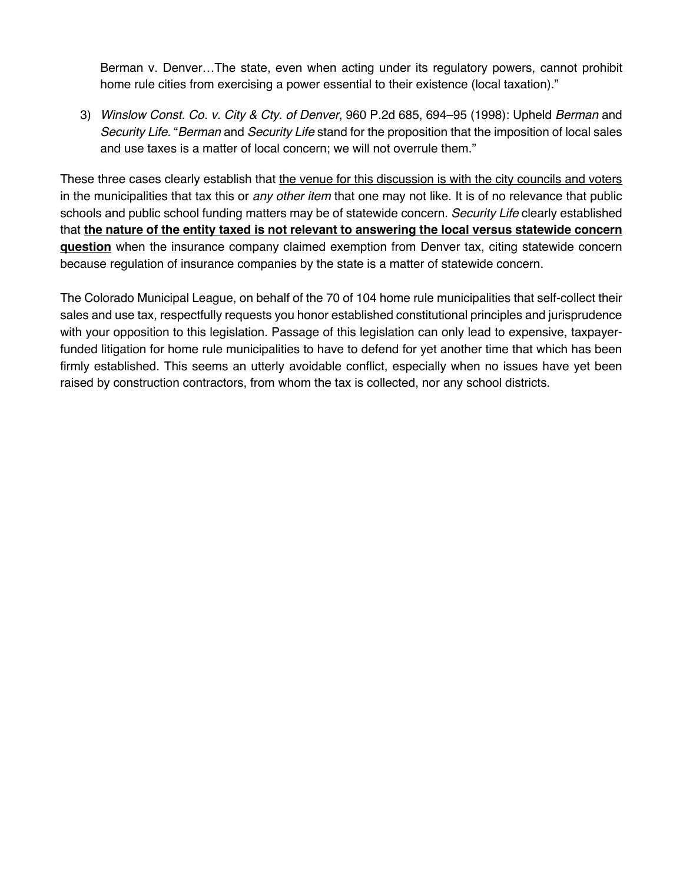Berman v. Denver…The state, even when acting under its regulatory powers, cannot prohibit home rule cities from exercising a power essential to their existence (local taxation)."

3) *Winslow Const. Co. v. City & Cty. of Denver*, 960 P.2d 685, 694–95 (1998): Upheld *Berman* and *Security Life.* "*Berman* and *Security Life* stand for the proposition that the imposition of local sales and use taxes is a matter of local concern; we will not overrule them."

These three cases clearly establish that <u>the venue for this discussion is with the city councils and voters</u> in the municipalities that tax this or *any other item* that one may not like. It is of no relevance that public schools and public school funding matters may be of statewide concern. *Security Life* clearly established that <u>**the nature of the entity taxed is not relevant to answering the local versus statewide concern question**</u> when the insurance company claimed exemption from Denver tax, citing statewide concern because regulation of insurance companies by the state is a matter of statewide concern.

The Colorado Municipal League, on behalf of the 70 of 104 home rule municipalities that self-collect their sales and use tax, respectfully requests you honor established constitutional principles and jurisprudence with your opposition to this legislation. Passage of this legislation can only lead to expensive, taxpayer-funded litigation for home rule municipalities to have to defend for yet another time that which has been firmly established. This seems an utterly avoidable conflict, especially when no issues have yet been raised by construction contractors, from whom the tax is collected, nor any school districts.